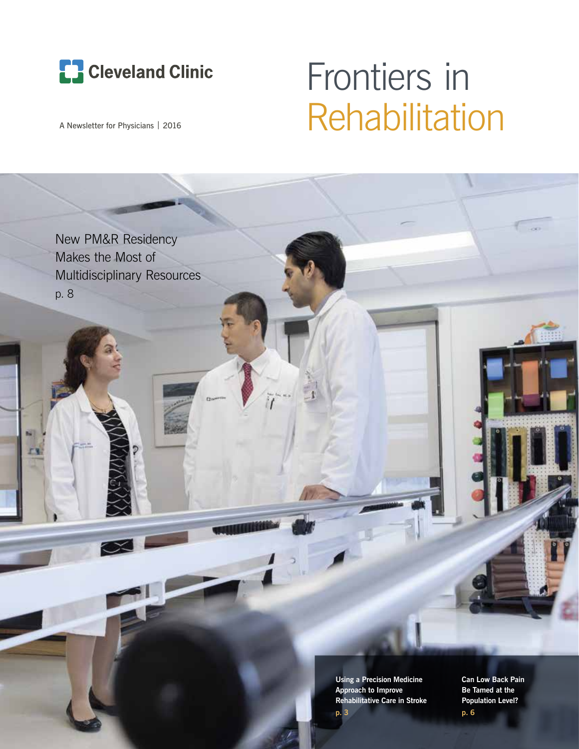Cleveland Clinic

A Newsletter for Physicians | 2016

# Frontiers in Rehabilitation

New PM&R Residency Makes the Most of Multidisciplinary Resources
p. 8

**Using a Precision Medicine Approach to Improve Rehabilitative Care in Stroke**
**p. 3**

**Can Low Back Pain Be Tamed at the Population Level?**
**p. 6**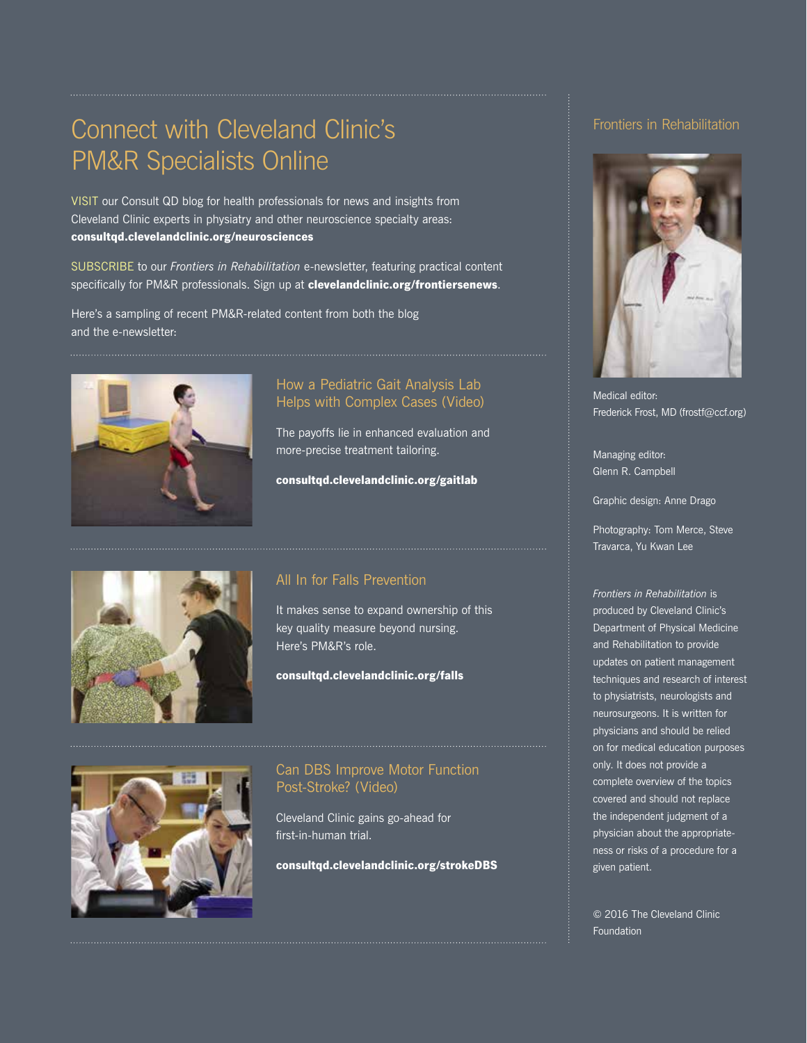# Connect with Cleveland Clinic's PM&R Specialists Online

VISIT our Consult QD blog for health professionals for news and insights from Cleveland Clinic experts in physiatry and other neuroscience specialty areas: **consultqd.clevelandclinic.org/neurosciences**

SUBSCRIBE to our *Frontiers in Rehabilitation* e-newsletter, featuring practical content specifically for PM&R professionals. Sign up at **clevelandclinic.org/frontiersenews**.

Here's a sampling of recent PM&R-related content from both the blog and the e-newsletter:

## How a Pediatric Gait Analysis Lab Helps with Complex Cases (Video)

The payoffs lie in enhanced evaluation and more-precise treatment tailoring.

**consultqd.clevelandclinic.org/gaitlab**

## All In for Falls Prevention

It makes sense to expand ownership of this key quality measure beyond nursing. Here's PM&R's role.

**consultqd.clevelandclinic.org/falls**

## Can DBS Improve Motor Function Post-Stroke? (Video)

Cleveland Clinic gains go-ahead for first-in-human trial.

**consultqd.clevelandclinic.org/strokeDBS**

## Frontiers in Rehabilitation

Medical editor:
Frederick Frost, MD (frostf@ccf.org)

Managing editor:
Glenn R. Campbell

Graphic design: Anne Drago

Photography: Tom Merce, Steve Travarca, Yu Kwan Lee

*Frontiers in Rehabilitation* is produced by Cleveland Clinic's Department of Physical Medicine and Rehabilitation to provide updates on patient management techniques and research of interest to physiatrists, neurologists and neurosurgeons. It is written for physicians and should be relied on for medical education purposes only. It does not provide a complete overview of the topics covered and should not replace the independent judgment of a physician about the appropriateness or risks of a procedure for a given patient.

© 2016 The Cleveland Clinic Foundation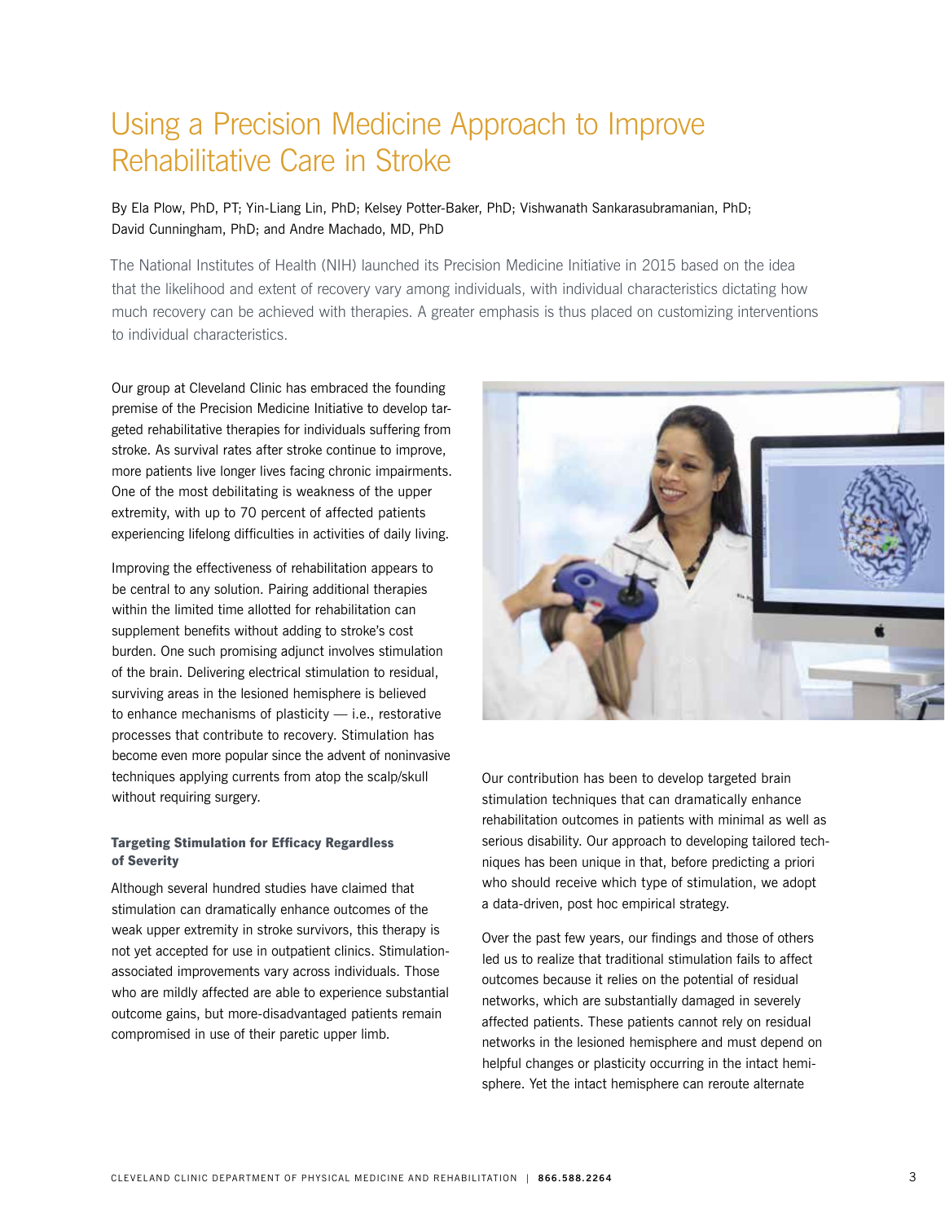# Using a Precision Medicine Approach to Improve Rehabilitative Care in Stroke

By Ela Plow, PhD, PT; Yin-Liang Lin, PhD; Kelsey Potter-Baker, PhD; Vishwanath Sankarasubramanian, PhD; David Cunningham, PhD; and Andre Machado, MD, PhD

The National Institutes of Health (NIH) launched its Precision Medicine Initiative in 2015 based on the idea that the likelihood and extent of recovery vary among individuals, with individual characteristics dictating how much recovery can be achieved with therapies. A greater emphasis is thus placed on customizing interventions to individual characteristics.

Our group at Cleveland Clinic has embraced the founding premise of the Precision Medicine Initiative to develop targeted rehabilitative therapies for individuals suffering from stroke. As survival rates after stroke continue to improve, more patients live longer lives facing chronic impairments. One of the most debilitating is weakness of the upper extremity, with up to 70 percent of affected patients experiencing lifelong difficulties in activities of daily living.

Improving the effectiveness of rehabilitation appears to be central to any solution. Pairing additional therapies within the limited time allotted for rehabilitation can supplement benefits without adding to stroke's cost burden. One such promising adjunct involves stimulation of the brain. Delivering electrical stimulation to residual, surviving areas in the lesioned hemisphere is believed to enhance mechanisms of plasticity — i.e., restorative processes that contribute to recovery. Stimulation has become even more popular since the advent of noninvasive techniques applying currents from atop the scalp/skull without requiring surgery.

### Targeting Stimulation for Efficacy Regardless of Severity

Although several hundred studies have claimed that stimulation can dramatically enhance outcomes of the weak upper extremity in stroke survivors, this therapy is not yet accepted for use in outpatient clinics. Stimulation-associated improvements vary across individuals. Those who are mildly affected are able to experience substantial outcome gains, but more-disadvantaged patients remain compromised in use of their paretic upper limb.

Our contribution has been to develop targeted brain stimulation techniques that can dramatically enhance rehabilitation outcomes in patients with minimal as well as serious disability. Our approach to developing tailored techniques has been unique in that, before predicting a priori who should receive which type of stimulation, we adopt a data-driven, post hoc empirical strategy.

Over the past few years, our findings and those of others led us to realize that traditional stimulation fails to affect outcomes because it relies on the potential of residual networks, which are substantially damaged in severely affected patients. These patients cannot rely on residual networks in the lesioned hemisphere and must depend on helpful changes or plasticity occurring in the intact hemisphere. Yet the intact hemisphere can reroute alternate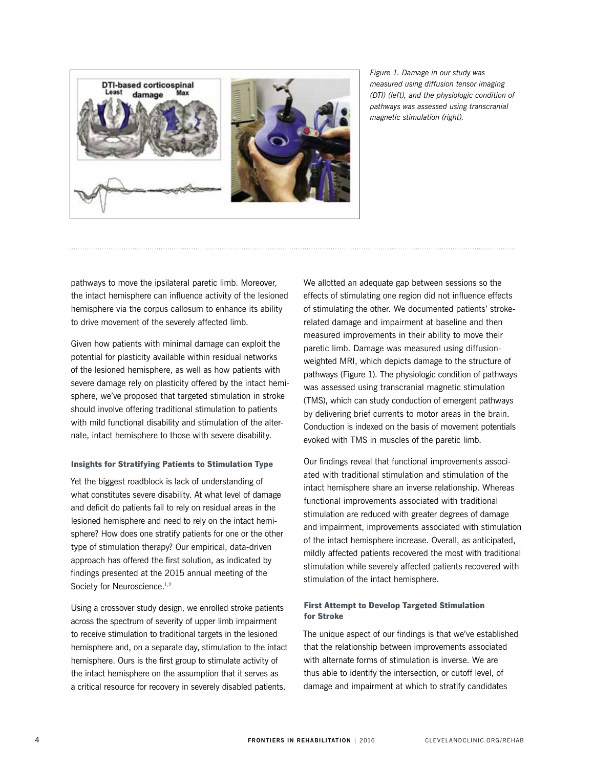*Figure 1. Damage in our study was measured using diffusion tensor imaging (DTI) (left), and the physiologic condition of pathways was assessed using transcranial magnetic stimulation (right).*

pathways to move the ipsilateral paretic limb. Moreover, the intact hemisphere can influence activity of the lesioned hemisphere via the corpus callosum to enhance its ability to drive movement of the severely affected limb.

Given how patients with minimal damage can exploit the potential for plasticity available within residual networks of the lesioned hemisphere, as well as how patients with severe damage rely on plasticity offered by the intact hemisphere, we've proposed that targeted stimulation in stroke should involve offering traditional stimulation to patients with mild functional disability and stimulation of the alternate, intact hemisphere to those with severe disability.

#### Insights for Stratifying Patients to Stimulation Type

Yet the biggest roadblock is lack of understanding of what constitutes severe disability. At what level of damage and deficit do patients fail to rely on residual areas in the lesioned hemisphere and need to rely on the intact hemisphere? How does one stratify patients for one or the other type of stimulation therapy? Our empirical, data-driven approach has offered the first solution, as indicated by findings presented at the 2015 annual meeting of the Society for Neuroscience.[1,2]

Using a crossover study design, we enrolled stroke patients across the spectrum of severity of upper limb impairment to receive stimulation to traditional targets in the lesioned hemisphere and, on a separate day, stimulation to the intact hemisphere. Ours is the first group to stimulate activity of the intact hemisphere on the assumption that it serves as a critical resource for recovery in severely disabled patients.

We allotted an adequate gap between sessions so the effects of stimulating one region did not influence effects of stimulating the other. We documented patients' stroke-related damage and impairment at baseline and then measured improvements in their ability to move their paretic limb. Damage was measured using diffusion-weighted MRI, which depicts damage to the structure of pathways (Figure 1). The physiologic condition of pathways was assessed using transcranial magnetic stimulation (TMS), which can study conduction of emergent pathways by delivering brief currents to motor areas in the brain. Conduction is indexed on the basis of movement potentials evoked with TMS in muscles of the paretic limb.

Our findings reveal that functional improvements associated with traditional stimulation and stimulation of the intact hemisphere share an inverse relationship. Whereas functional improvements associated with traditional stimulation are reduced with greater degrees of damage and impairment, improvements associated with stimulation of the intact hemisphere increase. Overall, as anticipated, mildly affected patients recovered the most with traditional stimulation while severely affected patients recovered with stimulation of the intact hemisphere.

#### First Attempt to Develop Targeted Stimulation for Stroke

The unique aspect of our findings is that we've established that the relationship between improvements associated with alternate forms of stimulation is inverse. We are thus able to identify the intersection, or cutoff level, of damage and impairment at which to stratify candidates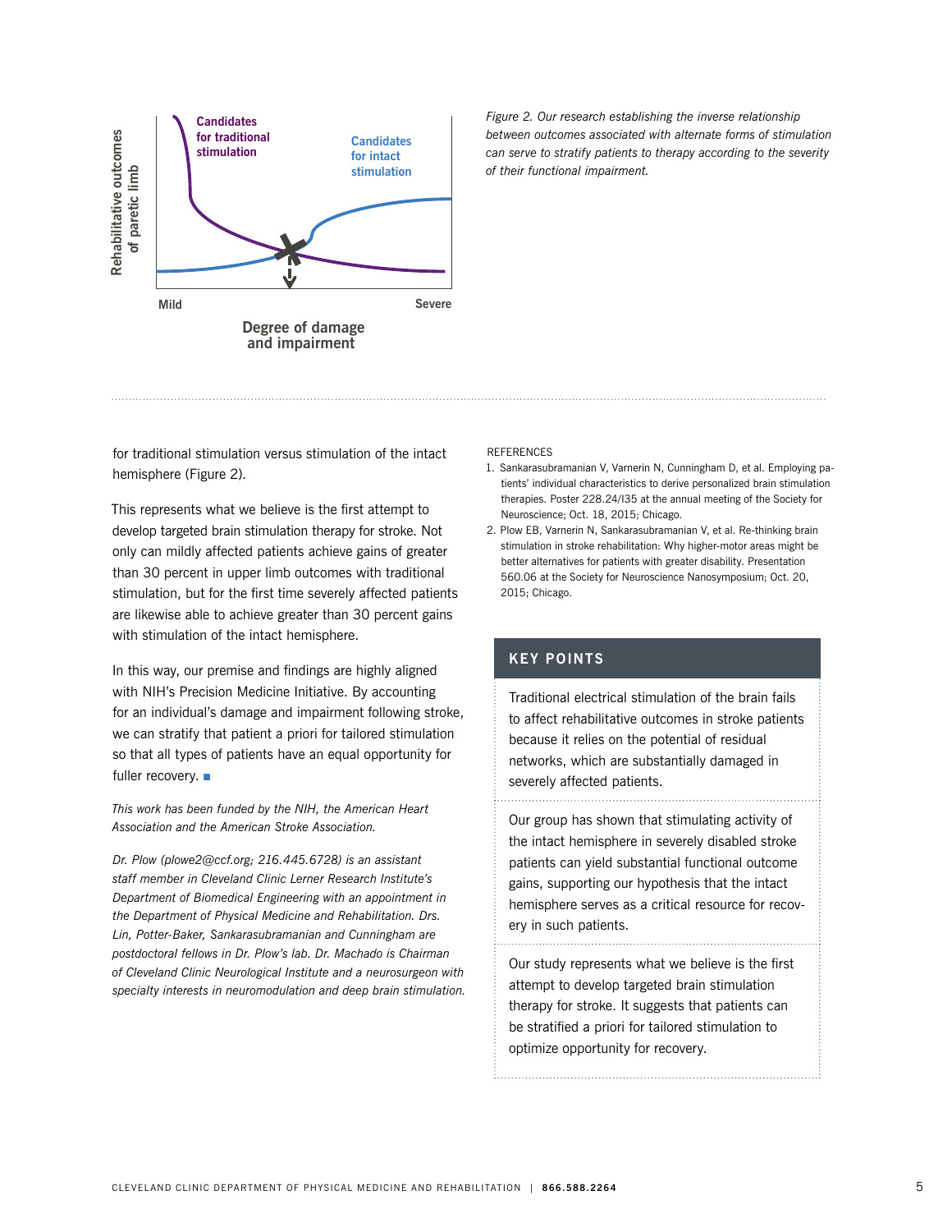Figure 2. Our research establishing the inverse relationship between outcomes associated with alternate forms of stimulation can serve to stratify patients to therapy according to the severity of their functional impairment.

for traditional stimulation versus stimulation of the intact hemisphere (Figure 2).

This represents what we believe is the first attempt to develop targeted brain stimulation therapy for stroke. Not only can mildly affected patients achieve gains of greater than 30 percent in upper limb outcomes with traditional stimulation, but for the first time severely affected patients are likewise able to achieve greater than 30 percent gains with stimulation of the intact hemisphere.

In this way, our premise and findings are highly aligned with NIH's Precision Medicine Initiative. By accounting for an individual's damage and impairment following stroke, we can stratify that patient a priori for tailored stimulation so that all types of patients have an equal opportunity for fuller recovery. ■

*This work has been funded by the NIH, the American Heart Association and the American Stroke Association.*

*Dr. Plow (plowe2@ccf.org; 216.445.6728) is an assistant staff member in Cleveland Clinic Lerner Research Institute's Department of Biomedical Engineering with an appointment in the Department of Physical Medicine and Rehabilitation. Drs. Lin, Potter-Baker, Sankarasubramanian and Cunningham are postdoctoral fellows in Dr. Plow's lab. Dr. Machado is Chairman of Cleveland Clinic Neurological Institute and a neurosurgeon with specialty interests in neuromodulation and deep brain stimulation.*

REFERENCES

1. Sankarasubramanian V, Varnerin N, Cunningham D, et al. Employing patients' individual characteristics to derive personalized brain stimulation therapies. Poster 228.24/I35 at the annual meeting of the Society for Neuroscience; Oct. 18, 2015; Chicago.
2. Plow EB, Varnerin N, Sankarasubramanian V, et al. Re-thinking brain stimulation in stroke rehabilitation: Why higher-motor areas might be better alternatives for patients with greater disability. Presentation 560.06 at the Society for Neuroscience Nanosymposium; Oct. 20, 2015; Chicago.

## KEY POINTS

Traditional electrical stimulation of the brain fails to affect rehabilitative outcomes in stroke patients because it relies on the potential of residual networks, which are substantially damaged in severely affected patients.

Our group has shown that stimulating activity of the intact hemisphere in severely disabled stroke patients can yield substantial functional outcome gains, supporting our hypothesis that the intact hemisphere serves as a critical resource for recovery in such patients.

Our study represents what we believe is the first attempt to develop targeted brain stimulation therapy for stroke. It suggests that patients can be stratified a priori for tailored stimulation to optimize opportunity for recovery.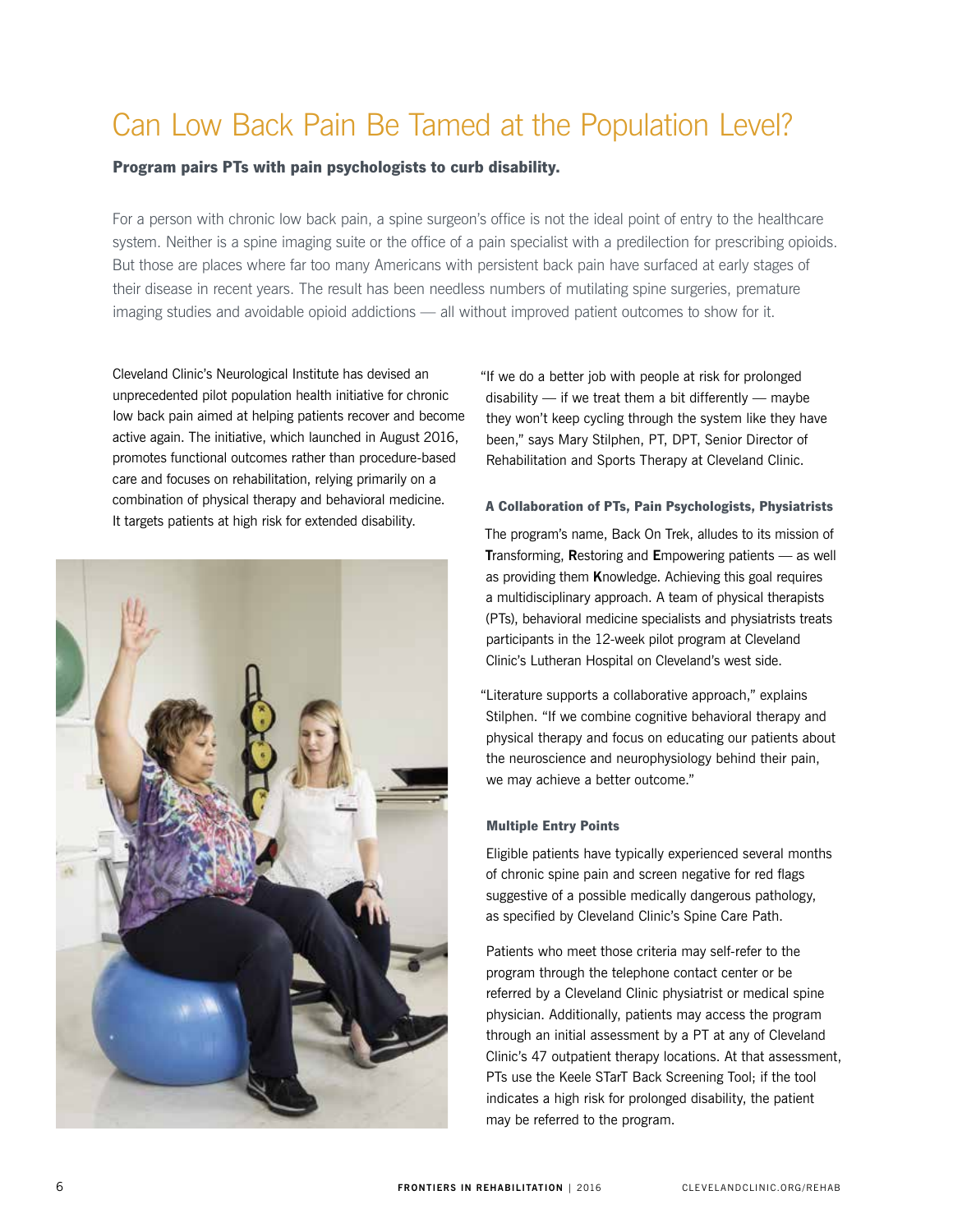# Can Low Back Pain Be Tamed at the Population Level?

**Program pairs PTs with pain psychologists to curb disability.**

For a person with chronic low back pain, a spine surgeon's office is not the ideal point of entry to the healthcare system. Neither is a spine imaging suite or the office of a pain specialist with a predilection for prescribing opioids. But those are places where far too many Americans with persistent back pain have surfaced at early stages of their disease in recent years. The result has been needless numbers of mutilating spine surgeries, premature imaging studies and avoidable opioid addictions — all without improved patient outcomes to show for it.

Cleveland Clinic's Neurological Institute has devised an unprecedented pilot population health initiative for chronic low back pain aimed at helping patients recover and become active again. The initiative, which launched in August 2016, promotes functional outcomes rather than procedure-based care and focuses on rehabilitation, relying primarily on a combination of physical therapy and behavioral medicine. It targets patients at high risk for extended disability.

"If we do a better job with people at risk for prolonged disability — if we treat them a bit differently — maybe they won't keep cycling through the system like they have been," says Mary Stilphen, PT, DPT, Senior Director of Rehabilitation and Sports Therapy at Cleveland Clinic.

### A Collaboration of PTs, Pain Psychologists, Physiatrists

The program's name, Back On Trek, alludes to its mission of **T**ransforming, **R**estoring and **E**mpowering patients — as well as providing them **K**nowledge. Achieving this goal requires a multidisciplinary approach. A team of physical therapists (PTs), behavioral medicine specialists and physiatrists treats participants in the 12-week pilot program at Cleveland Clinic's Lutheran Hospital on Cleveland's west side.

"Literature supports a collaborative approach," explains Stilphen. "If we combine cognitive behavioral therapy and physical therapy and focus on educating our patients about the neuroscience and neurophysiology behind their pain, we may achieve a better outcome."

### Multiple Entry Points

Eligible patients have typically experienced several months of chronic spine pain and screen negative for red flags suggestive of a possible medically dangerous pathology, as specified by Cleveland Clinic's Spine Care Path.

Patients who meet those criteria may self-refer to the program through the telephone contact center or be referred by a Cleveland Clinic physiatrist or medical spine physician. Additionally, patients may access the program through an initial assessment by a PT at any of Cleveland Clinic's 47 outpatient therapy locations. At that assessment, PTs use the Keele STarT Back Screening Tool; if the tool indicates a high risk for prolonged disability, the patient may be referred to the program.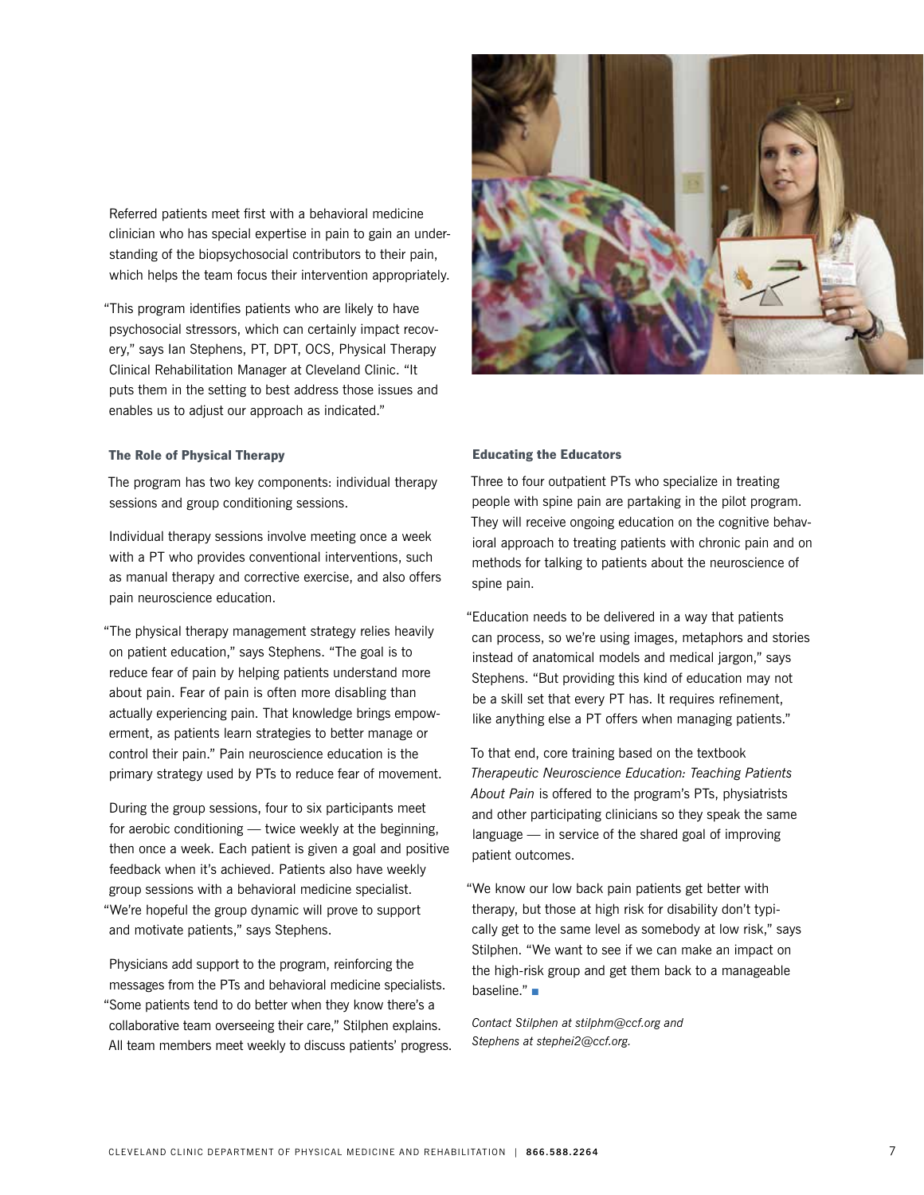Referred patients meet first with a behavioral medicine clinician who has special expertise in pain to gain an understanding of the biopsychosocial contributors to their pain, which helps the team focus their intervention appropriately.

"This program identifies patients who are likely to have psychosocial stressors, which can certainly impact recovery," says Ian Stephens, PT, DPT, OCS, Physical Therapy Clinical Rehabilitation Manager at Cleveland Clinic. "It puts them in the setting to best address those issues and enables us to adjust our approach as indicated."

### The Role of Physical Therapy

The program has two key components: individual therapy sessions and group conditioning sessions.

Individual therapy sessions involve meeting once a week with a PT who provides conventional interventions, such as manual therapy and corrective exercise, and also offers pain neuroscience education.

"The physical therapy management strategy relies heavily on patient education," says Stephens. "The goal is to reduce fear of pain by helping patients understand more about pain. Fear of pain is often more disabling than actually experiencing pain. That knowledge brings empowerment, as patients learn strategies to better manage or control their pain." Pain neuroscience education is the primary strategy used by PTs to reduce fear of movement.

During the group sessions, four to six participants meet for aerobic conditioning — twice weekly at the beginning, then once a week. Each patient is given a goal and positive feedback when it's achieved. Patients also have weekly group sessions with a behavioral medicine specialist. "We're hopeful the group dynamic will prove to support and motivate patients," says Stephens.

Physicians add support to the program, reinforcing the messages from the PTs and behavioral medicine specialists. "Some patients tend to do better when they know there's a collaborative team overseeing their care," Stilphen explains. All team members meet weekly to discuss patients' progress.

### Educating the Educators

Three to four outpatient PTs who specialize in treating people with spine pain are partaking in the pilot program. They will receive ongoing education on the cognitive behavioral approach to treating patients with chronic pain and on methods for talking to patients about the neuroscience of spine pain.

"Education needs to be delivered in a way that patients can process, so we're using images, metaphors and stories instead of anatomical models and medical jargon," says Stephens. "But providing this kind of education may not be a skill set that every PT has. It requires refinement, like anything else a PT offers when managing patients."

To that end, core training based on the textbook *Therapeutic Neuroscience Education: Teaching Patients About Pain* is offered to the program's PTs, physiatrists and other participating clinicians so they speak the same language — in service of the shared goal of improving patient outcomes.

"We know our low back pain patients get better with therapy, but those at high risk for disability don't typically get to the same level as somebody at low risk," says Stilphen. "We want to see if we can make an impact on the high-risk group and get them back to a manageable baseline." ■

*Contact Stilphen at stilphm@ccf.org and Stephens at stephei2@ccf.org.*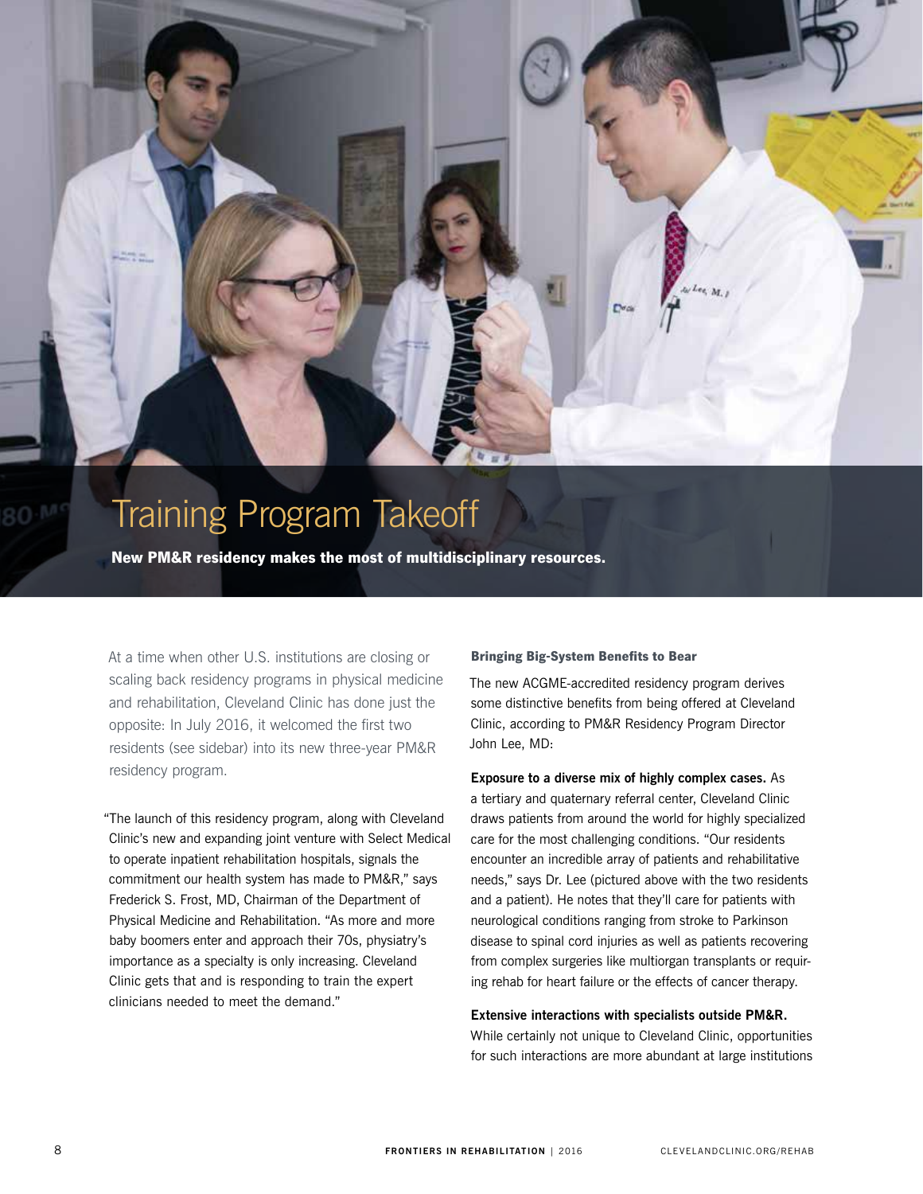# Training Program Takeoff

**New PM&R residency makes the most of multidisciplinary resources.**

At a time when other U.S. institutions are closing or scaling back residency programs in physical medicine and rehabilitation, Cleveland Clinic has done just the opposite: In July 2016, it welcomed the first two residents (see sidebar) into its new three-year PM&R residency program.

"The launch of this residency program, along with Cleveland Clinic's new and expanding joint venture with Select Medical to operate inpatient rehabilitation hospitals, signals the commitment our health system has made to PM&R," says Frederick S. Frost, MD, Chairman of the Department of Physical Medicine and Rehabilitation. "As more and more baby boomers enter and approach their 70s, physiatry's importance as a specialty is only increasing. Cleveland Clinic gets that and is responding to train the expert clinicians needed to meet the demand."

### Bringing Big-System Benefits to Bear

The new ACGME-accredited residency program derives some distinctive benefits from being offered at Cleveland Clinic, according to PM&R Residency Program Director John Lee, MD:

**Exposure to a diverse mix of highly complex cases.** As a tertiary and quaternary referral center, Cleveland Clinic draws patients from around the world for highly specialized care for the most challenging conditions. "Our residents encounter an incredible array of patients and rehabilitative needs," says Dr. Lee (pictured above with the two residents and a patient). He notes that they'll care for patients with neurological conditions ranging from stroke to Parkinson disease to spinal cord injuries as well as patients recovering from complex surgeries like multiorgan transplants or requiring rehab for heart failure or the effects of cancer therapy.

**Extensive interactions with specialists outside PM&R.** While certainly not unique to Cleveland Clinic, opportunities for such interactions are more abundant at large institutions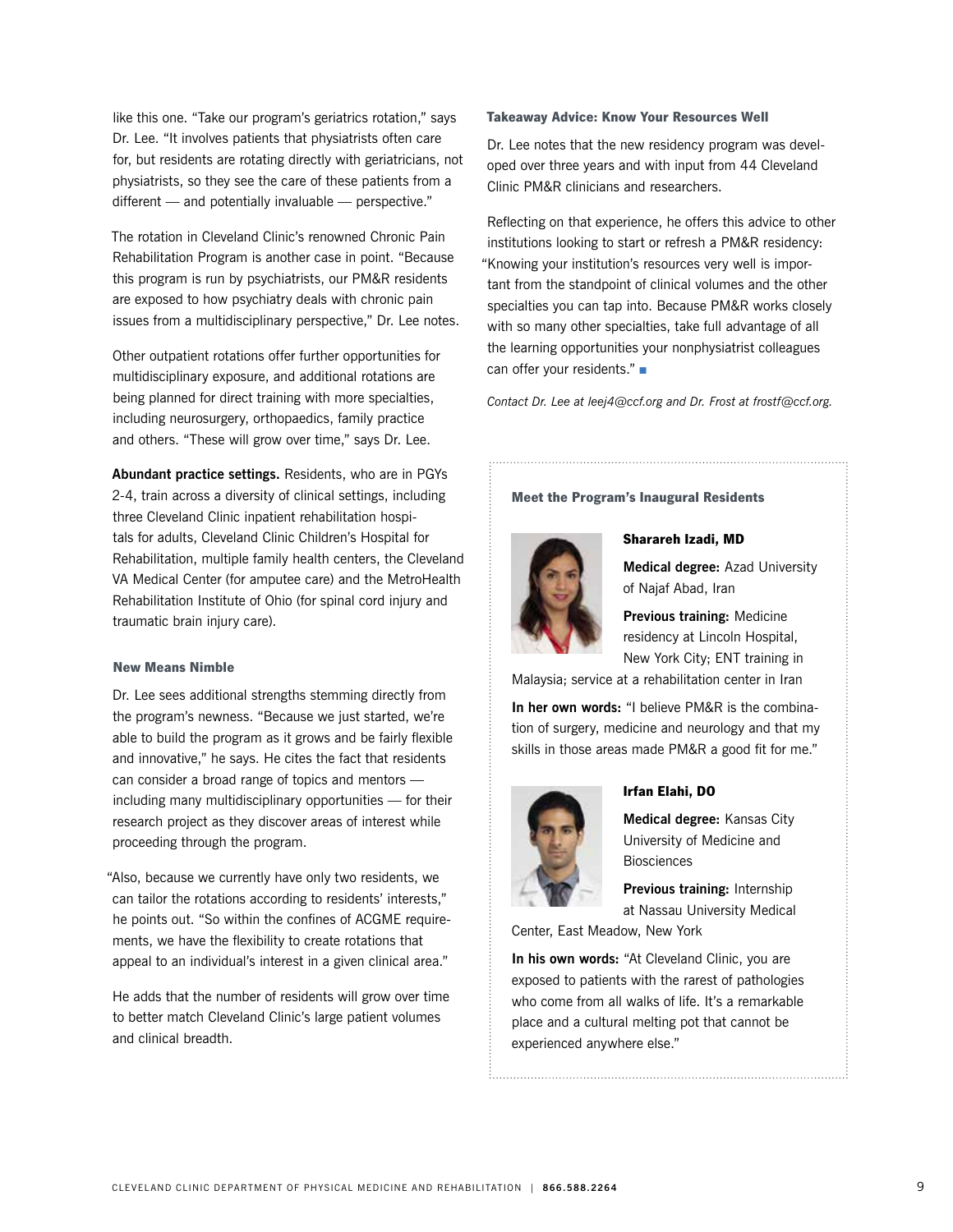like this one. "Take our program's geriatrics rotation," says Dr. Lee. "It involves patients that physiatrists often care for, but residents are rotating directly with geriatricians, not physiatrists, so they see the care of these patients from a different — and potentially invaluable — perspective."

The rotation in Cleveland Clinic's renowned Chronic Pain Rehabilitation Program is another case in point. "Because this program is run by psychiatrists, our PM&R residents are exposed to how psychiatry deals with chronic pain issues from a multidisciplinary perspective," Dr. Lee notes.

Other outpatient rotations offer further opportunities for multidisciplinary exposure, and additional rotations are being planned for direct training with more specialties, including neurosurgery, orthopaedics, family practice and others. "These will grow over time," says Dr. Lee.

**Abundant practice settings.** Residents, who are in PGYs 2-4, train across a diversity of clinical settings, including three Cleveland Clinic inpatient rehabilitation hospitals for adults, Cleveland Clinic Children's Hospital for Rehabilitation, multiple family health centers, the Cleveland VA Medical Center (for amputee care) and the MetroHealth Rehabilitation Institute of Ohio (for spinal cord injury and traumatic brain injury care).

### New Means Nimble

Dr. Lee sees additional strengths stemming directly from the program's newness. "Because we just started, we're able to build the program as it grows and be fairly flexible and innovative," he says. He cites the fact that residents can consider a broad range of topics and mentors — including many multidisciplinary opportunities — for their research project as they discover areas of interest while proceeding through the program.

"Also, because we currently have only two residents, we can tailor the rotations according to residents' interests," he points out. "So within the confines of ACGME requirements, we have the flexibility to create rotations that appeal to an individual's interest in a given clinical area."

He adds that the number of residents will grow over time to better match Cleveland Clinic's large patient volumes and clinical breadth.

### Takeaway Advice: Know Your Resources Well

Dr. Lee notes that the new residency program was developed over three years and with input from 44 Cleveland Clinic PM&R clinicians and researchers.

Reflecting on that experience, he offers this advice to other institutions looking to start or refresh a PM&R residency: "Knowing your institution's resources very well is important from the standpoint of clinical volumes and the other specialties you can tap into. Because PM&R works closely with so many other specialties, take full advantage of all the learning opportunities your nonphysiatrist colleagues can offer your residents." ■

*Contact Dr. Lee at leej4@ccf.org and Dr. Frost at frostf@ccf.org.*

### Meet the Program's Inaugural Residents

**Sharareh Izadi, MD**

**Medical degree:** Azad University of Najaf Abad, Iran

**Previous training:** Medicine residency at Lincoln Hospital, New York City; ENT training in Malaysia; service at a rehabilitation center in Iran

**In her own words:** "I believe PM&R is the combination of surgery, medicine and neurology and that my skills in those areas made PM&R a good fit for me."

**Irfan Elahi, DO**

**Medical degree:** Kansas City University of Medicine and Biosciences

**Previous training:** Internship at Nassau University Medical Center, East Meadow, New York

**In his own words:** "At Cleveland Clinic, you are exposed to patients with the rarest of pathologies who come from all walks of life. It's a remarkable place and a cultural melting pot that cannot be experienced anywhere else."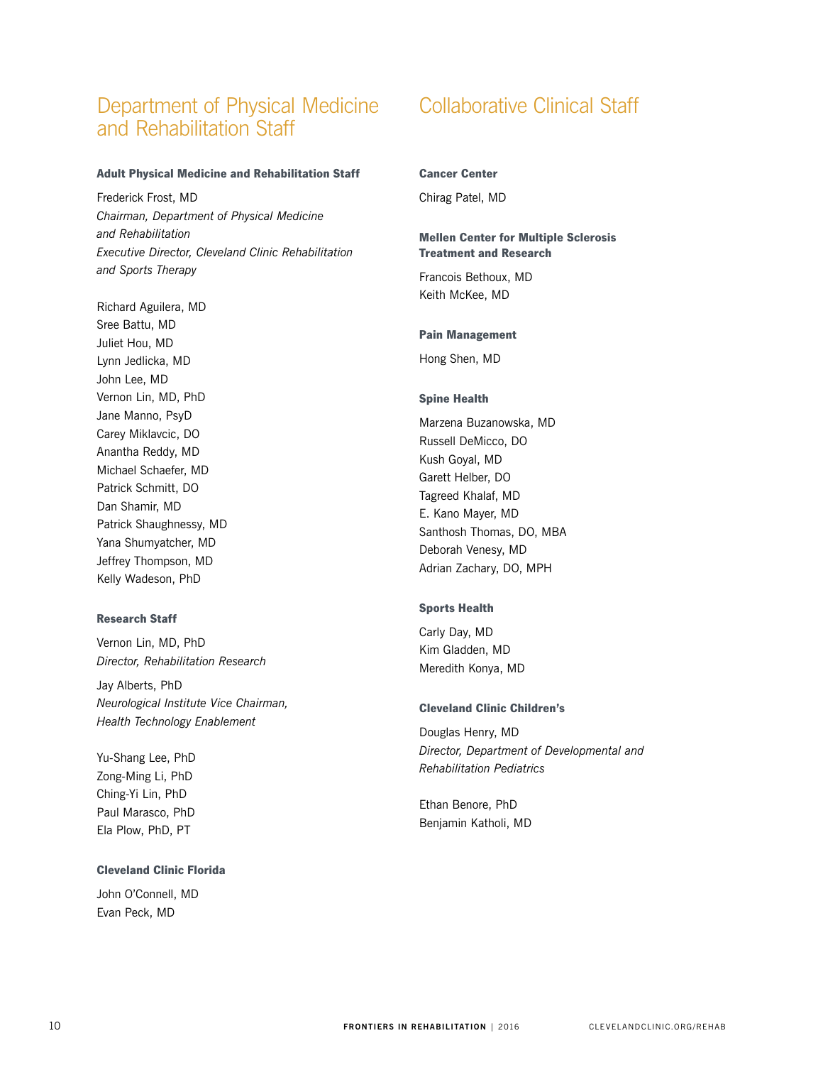# Department of Physical Medicine and Rehabilitation Staff

### Adult Physical Medicine and Rehabilitation Staff

Frederick Frost, MD
*Chairman, Department of Physical Medicine and Rehabilitation*
*Executive Director, Cleveland Clinic Rehabilitation and Sports Therapy*

Richard Aguilera, MD
Sree Battu, MD
Juliet Hou, MD
Lynn Jedlicka, MD
John Lee, MD
Vernon Lin, MD, PhD
Jane Manno, PsyD
Carey Miklavcic, DO
Anantha Reddy, MD
Michael Schaefer, MD
Patrick Schmitt, DO
Dan Shamir, MD
Patrick Shaughnessy, MD
Yana Shumyatcher, MD
Jeffrey Thompson, MD
Kelly Wadeson, PhD

### Research Staff

Vernon Lin, MD, PhD
*Director, Rehabilitation Research*

Jay Alberts, PhD
*Neurological Institute Vice Chairman, Health Technology Enablement*

Yu-Shang Lee, PhD
Zong-Ming Li, PhD
Ching-Yi Lin, PhD
Paul Marasco, PhD
Ela Plow, PhD, PT

### Cleveland Clinic Florida

John O'Connell, MD
Evan Peck, MD

# Collaborative Clinical Staff

### Cancer Center

Chirag Patel, MD

### Mellen Center for Multiple Sclerosis Treatment and Research

Francois Bethoux, MD
Keith McKee, MD

### Pain Management

Hong Shen, MD

### Spine Health

Marzena Buzanowska, MD
Russell DeMicco, DO
Kush Goyal, MD
Garett Helber, DO
Tagreed Khalaf, MD
E. Kano Mayer, MD
Santhosh Thomas, DO, MBA
Deborah Venesy, MD
Adrian Zachary, DO, MPH

### Sports Health

Carly Day, MD
Kim Gladden, MD
Meredith Konya, MD

### Cleveland Clinic Children's

Douglas Henry, MD
*Director, Department of Developmental and Rehabilitation Pediatrics*

Ethan Benore, PhD
Benjamin Katholi, MD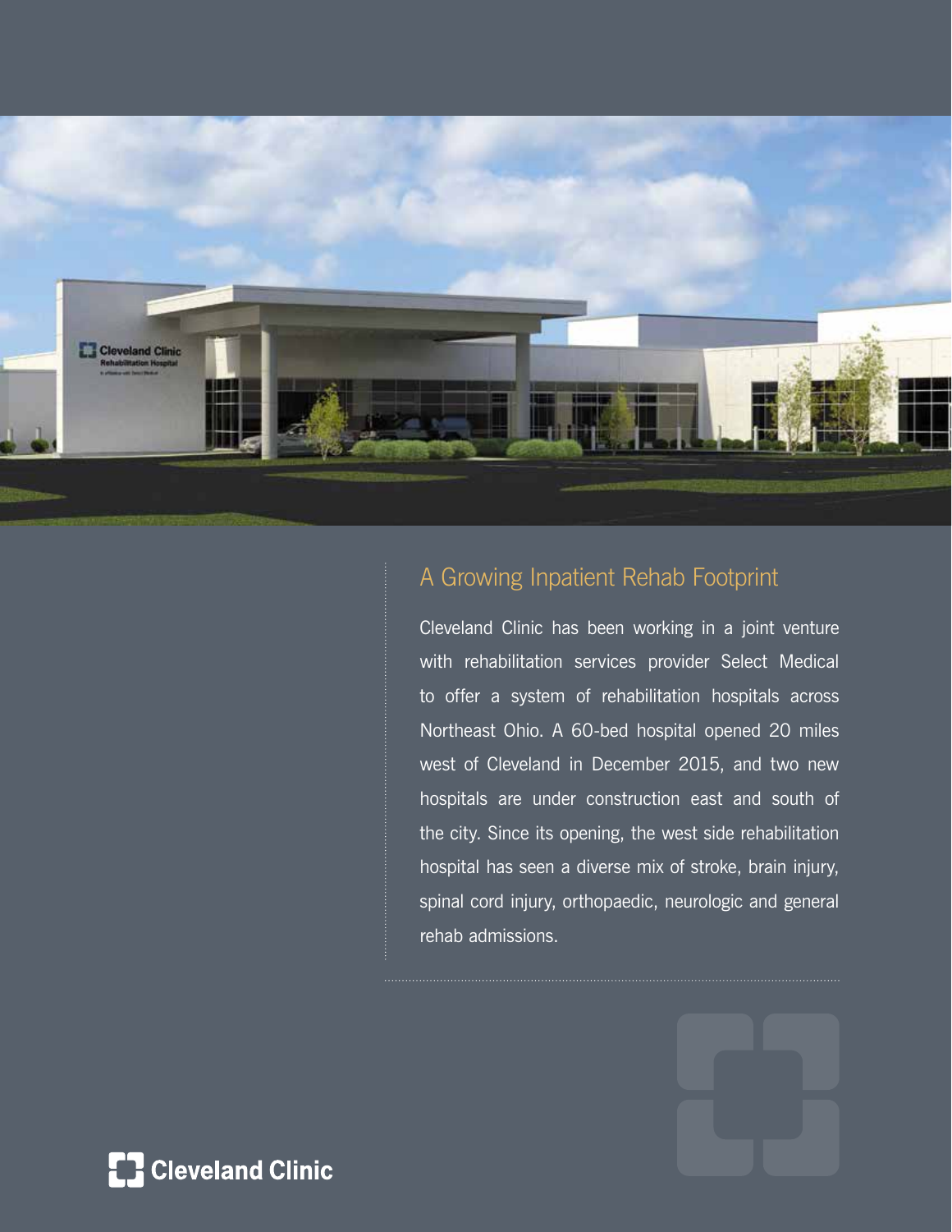## A Growing Inpatient Rehab Footprint

Cleveland Clinic has been working in a joint venture with rehabilitation services provider Select Medical to offer a system of rehabilitation hospitals across Northeast Ohio. A 60-bed hospital opened 20 miles west of Cleveland in December 2015, and two new hospitals are under construction east and south of the city. Since its opening, the west side rehabilitation hospital has seen a diverse mix of stroke, brain injury, spinal cord injury, orthopaedic, neurologic and general rehab admissions.

Cleveland Clinic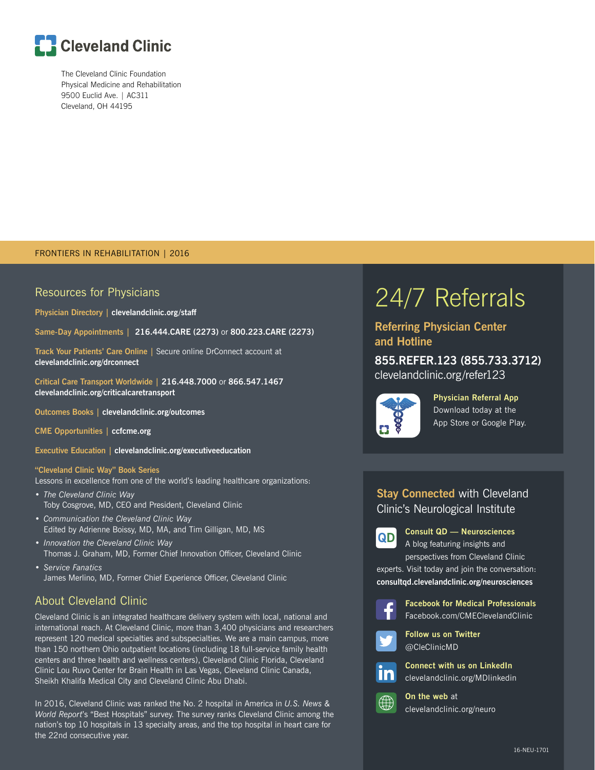Cleveland Clinic

The Cleveland Clinic Foundation
Physical Medicine and Rehabilitation
9500 Euclid Ave. | AC311
Cleveland, OH 44195

FRONTIERS IN REHABILITATION | 2016

## Resources for Physicians

**Physician Directory** | **clevelandclinic.org/staff**

**Same-Day Appointments** | **216.444.CARE (2273)** or **800.223.CARE (2273)**

**Track Your Patients' Care Online** | Secure online DrConnect account at **clevelandclinic.org/drconnect**

**Critical Care Transport Worldwide** | **216.448.7000** or **866.547.1467**
**clevelandclinic.org/criticalcaretransport**

**Outcomes Books** | **clevelandclinic.org/outcomes**

**CME Opportunities** | **ccfcme.org**

**Executive Education** | **clevelandclinic.org/executiveeducation**

**"Cleveland Clinic Way" Book Series**
Lessons in excellence from one of the world's leading healthcare organizations:

- *The Cleveland Clinic Way*
  Toby Cosgrove, MD, CEO and President, Cleveland Clinic
- *Communication the Cleveland Clinic Way*
  Edited by Adrienne Boissy, MD, MA, and Tim Gilligan, MD, MS
- *Innovation the Cleveland Clinic Way*
  Thomas J. Graham, MD, Former Chief Innovation Officer, Cleveland Clinic
- *Service Fanatics*
  James Merlino, MD, Former Chief Experience Officer, Cleveland Clinic

## About Cleveland Clinic

Cleveland Clinic is an integrated healthcare delivery system with local, national and international reach. At Cleveland Clinic, more than 3,400 physicians and researchers represent 120 medical specialties and subspecialties. We are a main campus, more than 150 northern Ohio outpatient locations (including 18 full-service family health centers and three health and wellness centers), Cleveland Clinic Florida, Cleveland Clinic Lou Ruvo Center for Brain Health in Las Vegas, Cleveland Clinic Canada, Sheikh Khalifa Medical City and Cleveland Clinic Abu Dhabi.

In 2016, Cleveland Clinic was ranked the No. 2 hospital in America in *U.S. News & World Report*'s "Best Hospitals" survey. The survey ranks Cleveland Clinic among the nation's top 10 hospitals in 13 specialty areas, and the top hospital in heart care for the 22nd consecutive year.

## 24/7 Referrals

**Referring Physician Center and Hotline**

**855.REFER.123 (855.733.3712)**
clevelandclinic.org/refer123

**Physician Referral App**
Download today at the App Store or Google Play.

## Stay Connected with Cleveland Clinic's Neurological Institute

**Consult QD — Neurosciences**
A blog featuring insights and perspectives from Cleveland Clinic experts. Visit today and join the conversation:
**consultqd.clevelandclinic.org/neurosciences**

**Facebook for Medical Professionals**
Facebook.com/CMEClevelandClinic

**Follow us on Twitter**
@CleClinicMD

**Connect with us on LinkedIn**
clevelandclinic.org/MDlinkedin

**On the web** at
clevelandclinic.org/neuro

16-NEU-1701